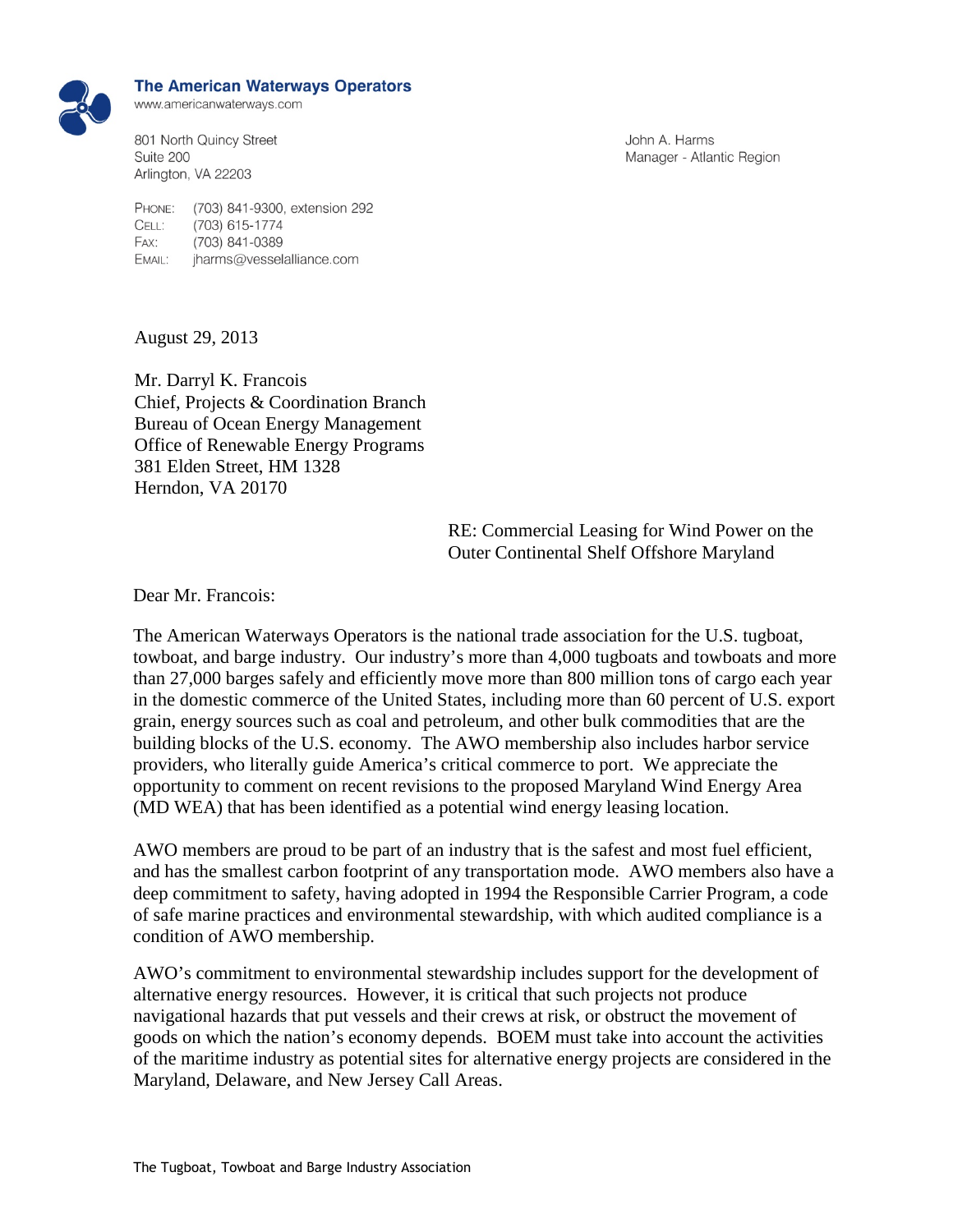**The American Waterways Operators**
www.americanwaterways.com

801 North Quincy Street
Suite 200
Arlington, VA 22203

PHONE: (703) 841-9300, extension 292
CELL: (703) 615-1774
FAX: (703) 841-0389
EMAIL: jharms@vesselalliance.com

John A. Harms
Manager - Atlantic Region

August 29, 2013

Mr. Darryl K. Francois
Chief, Projects & Coordination Branch
Bureau of Ocean Energy Management
Office of Renewable Energy Programs
381 Elden Street, HM 1328
Herndon, VA 20170

RE: Commercial Leasing for Wind Power on the Outer Continental Shelf Offshore Maryland

Dear Mr. Francois:

The American Waterways Operators is the national trade association for the U.S. tugboat, towboat, and barge industry. Our industry's more than 4,000 tugboats and towboats and more than 27,000 barges safely and efficiently move more than 800 million tons of cargo each year in the domestic commerce of the United States, including more than 60 percent of U.S. export grain, energy sources such as coal and petroleum, and other bulk commodities that are the building blocks of the U.S. economy. The AWO membership also includes harbor service providers, who literally guide America's critical commerce to port. We appreciate the opportunity to comment on recent revisions to the proposed Maryland Wind Energy Area (MD WEA) that has been identified as a potential wind energy leasing location.

AWO members are proud to be part of an industry that is the safest and most fuel efficient, and has the smallest carbon footprint of any transportation mode. AWO members also have a deep commitment to safety, having adopted in 1994 the Responsible Carrier Program, a code of safe marine practices and environmental stewardship, with which audited compliance is a condition of AWO membership.

AWO's commitment to environmental stewardship includes support for the development of alternative energy resources. However, it is critical that such projects not produce navigational hazards that put vessels and their crews at risk, or obstruct the movement of goods on which the nation's economy depends. BOEM must take into account the activities of the maritime industry as potential sites for alternative energy projects are considered in the Maryland, Delaware, and New Jersey Call Areas.

The Tugboat, Towboat and Barge Industry Association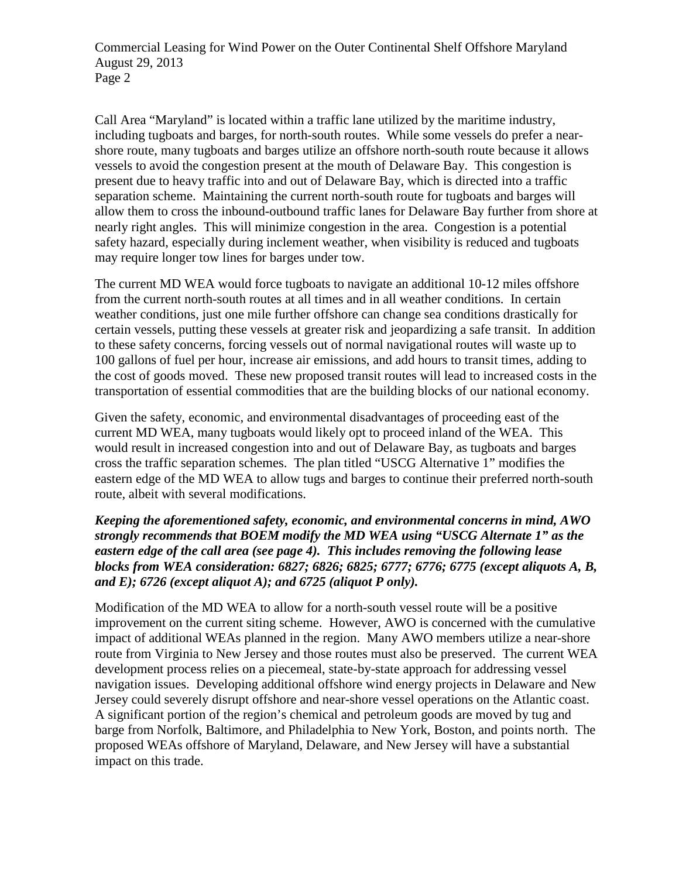Call Area "Maryland" is located within a traffic lane utilized by the maritime industry, including tugboats and barges, for north-south routes. While some vessels do prefer a near-shore route, many tugboats and barges utilize an offshore north-south route because it allows vessels to avoid the congestion present at the mouth of Delaware Bay. This congestion is present due to heavy traffic into and out of Delaware Bay, which is directed into a traffic separation scheme. Maintaining the current north-south route for tugboats and barges will allow them to cross the inbound-outbound traffic lanes for Delaware Bay further from shore at nearly right angles. This will minimize congestion in the area. Congestion is a potential safety hazard, especially during inclement weather, when visibility is reduced and tugboats may require longer tow lines for barges under tow.

The current MD WEA would force tugboats to navigate an additional 10-12 miles offshore from the current north-south routes at all times and in all weather conditions. In certain weather conditions, just one mile further offshore can change sea conditions drastically for certain vessels, putting these vessels at greater risk and jeopardizing a safe transit. In addition to these safety concerns, forcing vessels out of normal navigational routes will waste up to 100 gallons of fuel per hour, increase air emissions, and add hours to transit times, adding to the cost of goods moved. These new proposed transit routes will lead to increased costs in the transportation of essential commodities that are the building blocks of our national economy.

Given the safety, economic, and environmental disadvantages of proceeding east of the current MD WEA, many tugboats would likely opt to proceed inland of the WEA. This would result in increased congestion into and out of Delaware Bay, as tugboats and barges cross the traffic separation schemes. The plan titled "USCG Alternative 1" modifies the eastern edge of the MD WEA to allow tugs and barges to continue their preferred north-south route, albeit with several modifications.

***Keeping the aforementioned safety, economic, and environmental concerns in mind, AWO strongly recommends that BOEM modify the MD WEA using "USCG Alternate 1" as the eastern edge of the call area (see page 4). This includes removing the following lease blocks from WEA consideration: 6827; 6826; 6825; 6777; 6776; 6775 (except aliquots A, B, and E); 6726 (except aliquot A); and 6725 (aliquot P only).***

Modification of the MD WEA to allow for a north-south vessel route will be a positive improvement on the current siting scheme. However, AWO is concerned with the cumulative impact of additional WEAs planned in the region. Many AWO members utilize a near-shore route from Virginia to New Jersey and those routes must also be preserved. The current WEA development process relies on a piecemeal, state-by-state approach for addressing vessel navigation issues. Developing additional offshore wind energy projects in Delaware and New Jersey could severely disrupt offshore and near-shore vessel operations on the Atlantic coast. A significant portion of the region's chemical and petroleum goods are moved by tug and barge from Norfolk, Baltimore, and Philadelphia to New York, Boston, and points north. The proposed WEAs offshore of Maryland, Delaware, and New Jersey will have a substantial impact on this trade.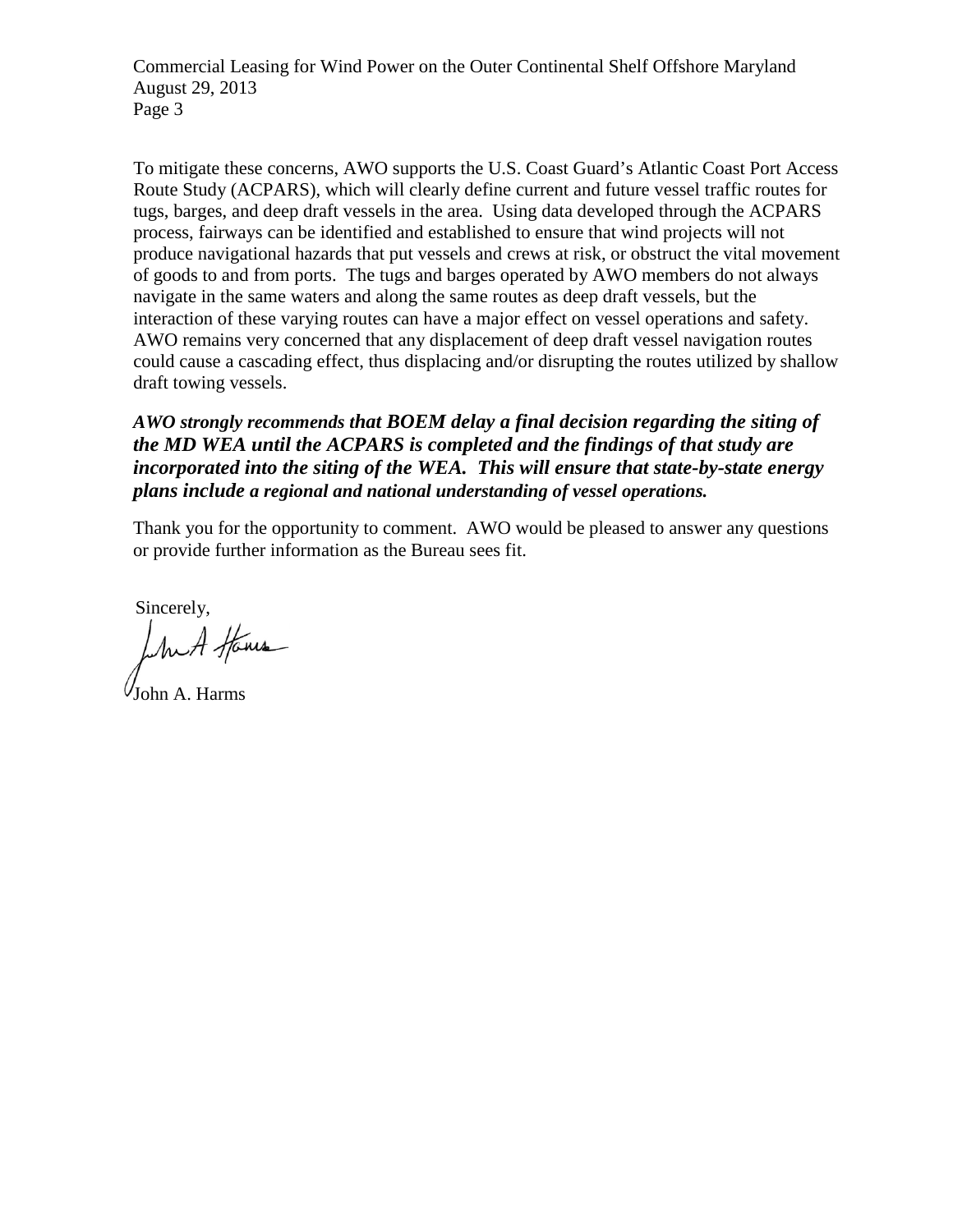To mitigate these concerns, AWO supports the U.S. Coast Guard's Atlantic Coast Port Access Route Study (ACPARS), which will clearly define current and future vessel traffic routes for tugs, barges, and deep draft vessels in the area. Using data developed through the ACPARS process, fairways can be identified and established to ensure that wind projects will not produce navigational hazards that put vessels and crews at risk, or obstruct the vital movement of goods to and from ports. The tugs and barges operated by AWO members do not always navigate in the same waters and along the same routes as deep draft vessels, but the interaction of these varying routes can have a major effect on vessel operations and safety. AWO remains very concerned that any displacement of deep draft vessel navigation routes could cause a cascading effect, thus displacing and/or disrupting the routes utilized by shallow draft towing vessels.

***AWO strongly recommends that BOEM delay a final decision regarding the siting of the MD WEA until the ACPARS is completed and the findings of that study are incorporated into the siting of the WEA. This will ensure that state-by-state energy plans include a regional and national understanding of vessel operations.***

Thank you for the opportunity to comment. AWO would be pleased to answer any questions or provide further information as the Bureau sees fit.

Sincerely,

John A. Harms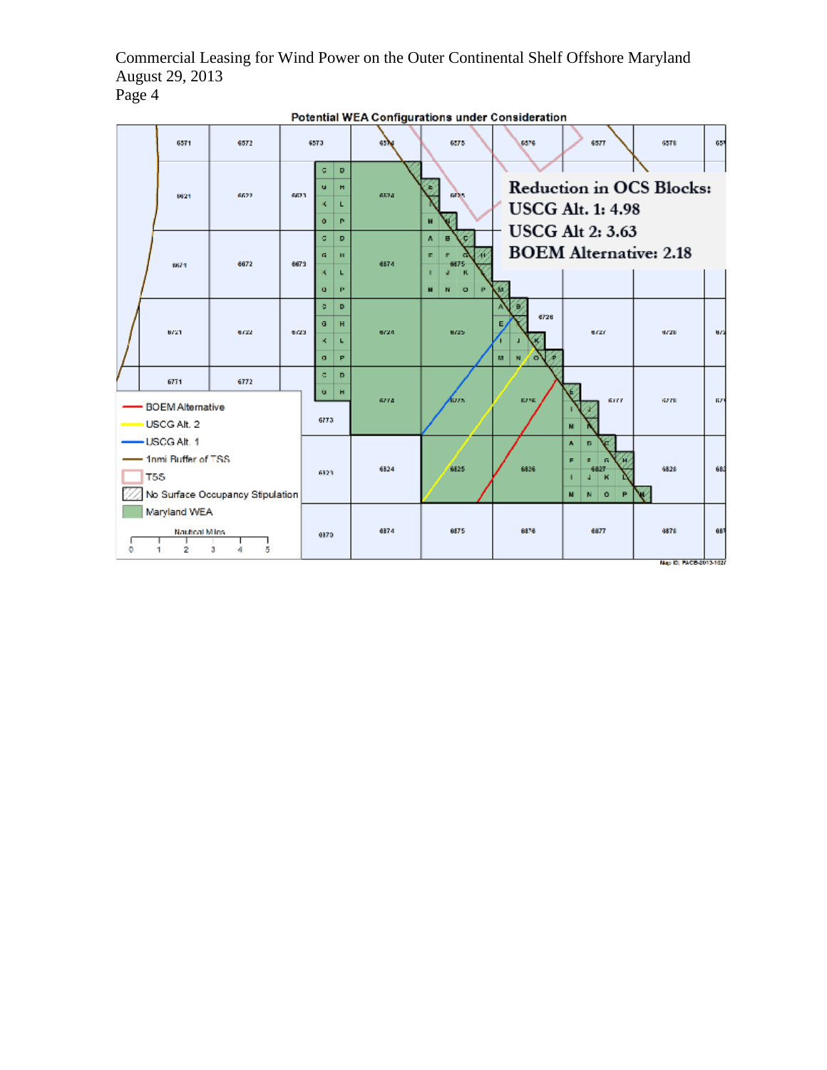Potential WEA Configurations under Consideration

Reduction in OCS Blocks:
USCG Alt. 1: 4.98
USCG Alt 2: 3.63
BOEM Alternative: 2.18

BOEM Alternative
USCG Alt. 2
USCG Alt. 1
1nmi Buffer of TSS
TSS
No Surface Occupancy Stipulation
Maryland WEA

Nautical Miles
0 1 2 3 4 5

Map ID: PACB-2013-1027